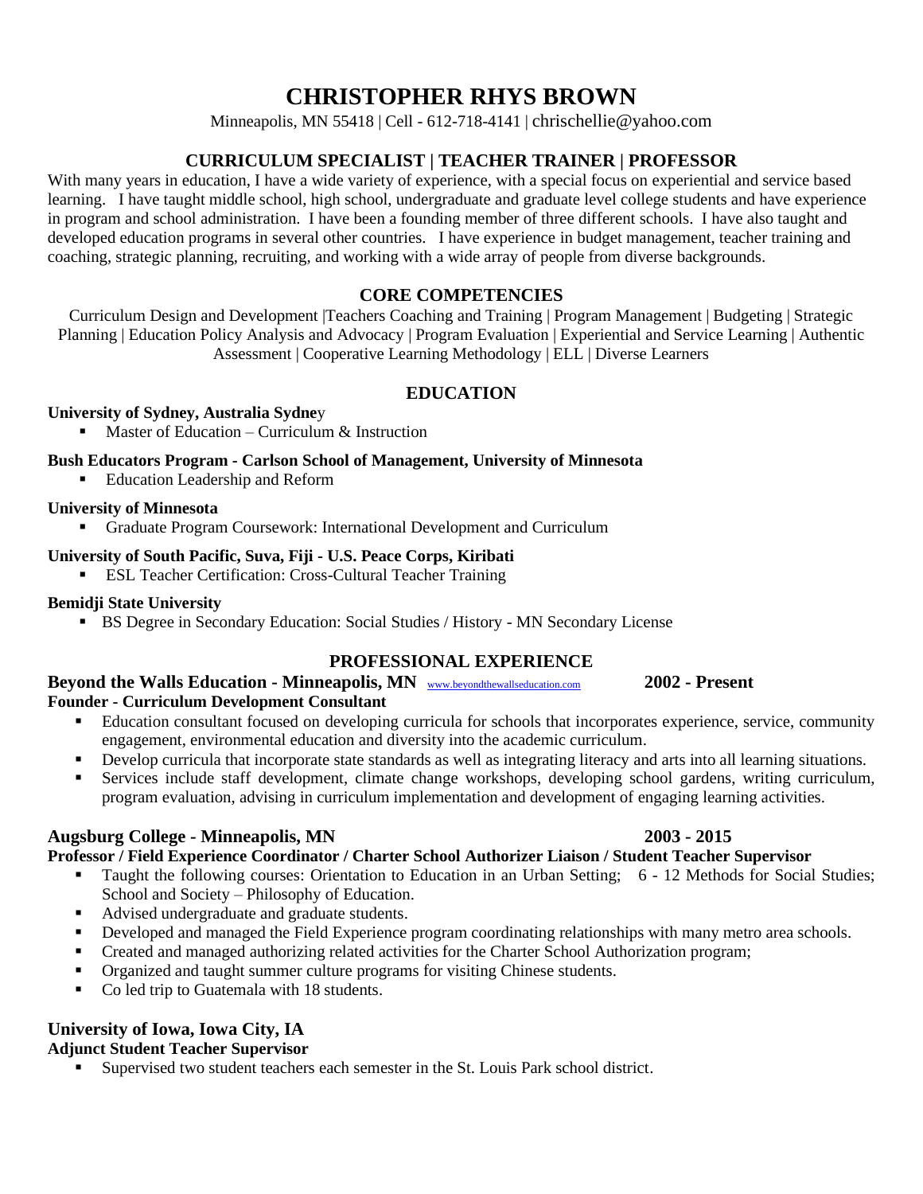# CHRISTOPHER RHYS BROWN

Minneapolis, MN 55418 | Cell - 612-718-4141 | chrischellie@yahoo.com

## CURRICULUM SPECIALIST | TEACHER TRAINER | PROFESSOR

With many years in education, I have a wide variety of experience, with a special focus on experiential and service based learning. I have taught middle school, high school, undergraduate and graduate level college students and have experience in program and school administration. I have been a founding member of three different schools. I have also taught and developed education programs in several other countries. I have experience in budget management, teacher training and coaching, strategic planning, recruiting, and working with a wide array of people from diverse backgrounds.

## CORE COMPETENCIES

Curriculum Design and Development |Teachers Coaching and Training | Program Management | Budgeting | Strategic Planning | Education Policy Analysis and Advocacy | Program Evaluation | Experiential and Service Learning | Authentic Assessment | Cooperative Learning Methodology | ELL | Diverse Learners

## EDUCATION

**University of Sydney, Australia Sydney**

- Master of Education – Curriculum & Instruction

**Bush Educators Program - Carlson School of Management, University of Minnesota**

- Education Leadership and Reform

**University of Minnesota**

- Graduate Program Coursework: International Development and Curriculum

**University of South Pacific, Suva, Fiji - U.S. Peace Corps, Kiribati**

- ESL Teacher Certification: Cross-Cultural Teacher Training

**Bemidji State University**

- BS Degree in Secondary Education: Social Studies / History - MN Secondary License

## PROFESSIONAL EXPERIENCE

**Beyond the Walls Education - Minneapolis, MN** www.beyondthewallseducation.com **2002 - Present**

**Founder - Curriculum Development Consultant**

- Education consultant focused on developing curricula for schools that incorporates experience, service, community engagement, environmental education and diversity into the academic curriculum.
- Develop curricula that incorporate state standards as well as integrating literacy and arts into all learning situations.
- Services include staff development, climate change workshops, developing school gardens, writing curriculum, program evaluation, advising in curriculum implementation and development of engaging learning activities.

**Augsburg College - Minneapolis, MN** **2003 - 2015**

**Professor / Field Experience Coordinator / Charter School Authorizer Liaison / Student Teacher Supervisor**

- Taught the following courses: Orientation to Education in an Urban Setting; 6 - 12 Methods for Social Studies; School and Society – Philosophy of Education.
- Advised undergraduate and graduate students.
- Developed and managed the Field Experience program coordinating relationships with many metro area schools.
- Created and managed authorizing related activities for the Charter School Authorization program;
- Organized and taught summer culture programs for visiting Chinese students.
- Co led trip to Guatemala with 18 students.

**University of Iowa, Iowa City, IA**

**Adjunct Student Teacher Supervisor**

- Supervised two student teachers each semester in the St. Louis Park school district.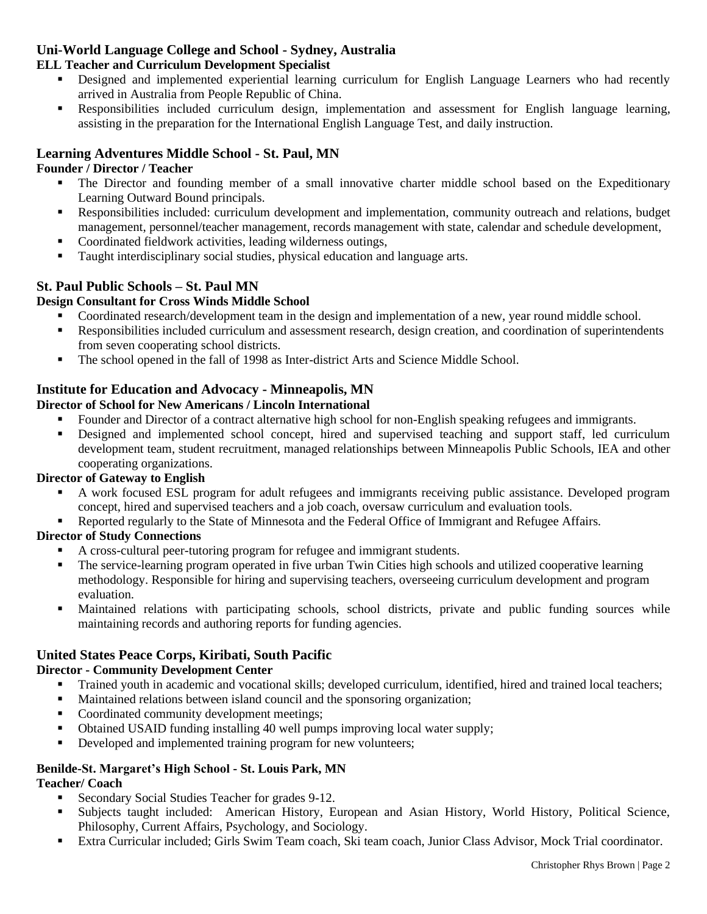### Uni-World Language College and School - Sydney, Australia

**ELL Teacher and Curriculum Development Specialist**

- Designed and implemented experiential learning curriculum for English Language Learners who had recently arrived in Australia from People Republic of China.
- Responsibilities included curriculum design, implementation and assessment for English language learning, assisting in the preparation for the International English Language Test, and daily instruction.

### Learning Adventures Middle School - St. Paul, MN

**Founder / Director / Teacher**

- The Director and founding member of a small innovative charter middle school based on the Expeditionary Learning Outward Bound principals.
- Responsibilities included: curriculum development and implementation, community outreach and relations, budget management, personnel/teacher management, records management with state, calendar and schedule development,
- Coordinated fieldwork activities, leading wilderness outings,
- Taught interdisciplinary social studies, physical education and language arts.

### St. Paul Public Schools – St. Paul MN

**Design Consultant for Cross Winds Middle School**

- Coordinated research/development team in the design and implementation of a new, year round middle school.
- Responsibilities included curriculum and assessment research, design creation, and coordination of superintendents from seven cooperating school districts.
- The school opened in the fall of 1998 as Inter-district Arts and Science Middle School.

### Institute for Education and Advocacy - Minneapolis, MN

**Director of School for New Americans / Lincoln International**

- Founder and Director of a contract alternative high school for non-English speaking refugees and immigrants.
- Designed and implemented school concept, hired and supervised teaching and support staff, led curriculum development team, student recruitment, managed relationships between Minneapolis Public Schools, IEA and other cooperating organizations.

**Director of Gateway to English**

- A work focused ESL program for adult refugees and immigrants receiving public assistance. Developed program concept, hired and supervised teachers and a job coach, oversaw curriculum and evaluation tools.
- Reported regularly to the State of Minnesota and the Federal Office of Immigrant and Refugee Affairs.

**Director of Study Connections**

- A cross-cultural peer-tutoring program for refugee and immigrant students.
- The service-learning program operated in five urban Twin Cities high schools and utilized cooperative learning methodology. Responsible for hiring and supervising teachers, overseeing curriculum development and program evaluation.
- Maintained relations with participating schools, school districts, private and public funding sources while maintaining records and authoring reports for funding agencies.

### United States Peace Corps, Kiribati, South Pacific

**Director - Community Development Center**

- Trained youth in academic and vocational skills; developed curriculum, identified, hired and trained local teachers;
- Maintained relations between island council and the sponsoring organization;
- Coordinated community development meetings;
- Obtained USAID funding installing 40 well pumps improving local water supply;
- Developed and implemented training program for new volunteers;

### Benilde-St. Margaret's High School - St. Louis Park, MN

**Teacher/ Coach**

- Secondary Social Studies Teacher for grades 9-12.
- Subjects taught included: American History, European and Asian History, World History, Political Science, Philosophy, Current Affairs, Psychology, and Sociology.
- Extra Curricular included; Girls Swim Team coach, Ski team coach, Junior Class Advisor, Mock Trial coordinator.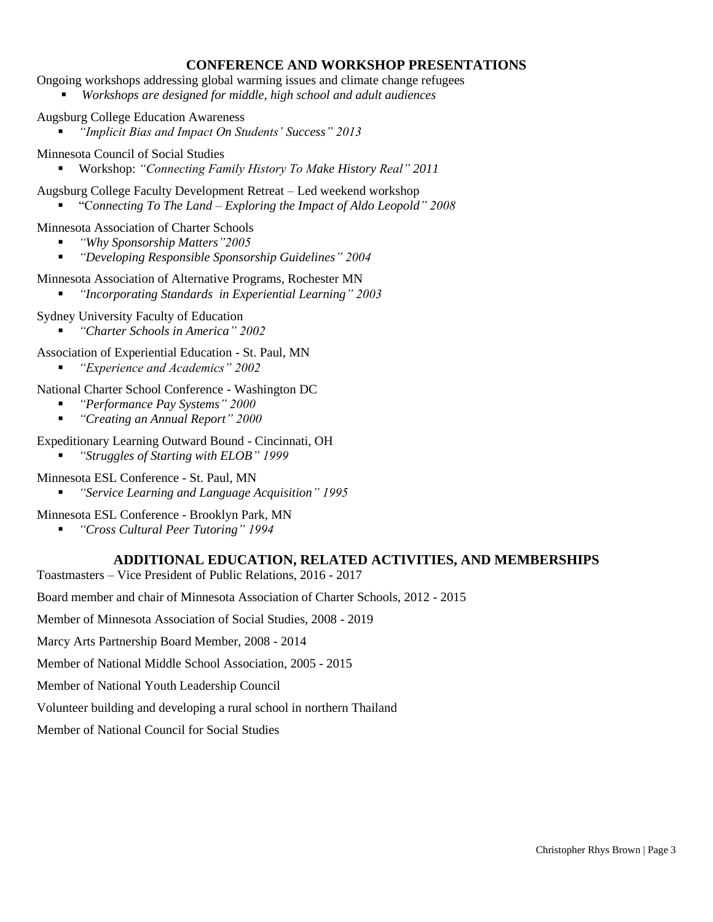## CONFERENCE AND WORKSHOP PRESENTATIONS

Ongoing workshops addressing global warming issues and climate change refugees

- *Workshops are designed for middle, high school and adult audiences*

Augsburg College Education Awareness

- *"Implicit Bias and Impact On Students' Success" 2013*

Minnesota Council of Social Studies

- Workshop: *"Connecting Family History To Make History Real" 2011*

Augsburg College Faculty Development Retreat – Led weekend workshop

- "C*onnecting To The Land – Exploring the Impact of Aldo Leopold" 2008*

Minnesota Association of Charter Schools

- *"Why Sponsorship Matters"2005*
- *"Developing Responsible Sponsorship Guidelines" 2004*

Minnesota Association of Alternative Programs, Rochester MN

- *"Incorporating Standards in Experiential Learning" 2003*

Sydney University Faculty of Education

- *"Charter Schools in America" 2002*

Association of Experiential Education - St. Paul, MN

- *"Experience and Academics" 2002*

National Charter School Conference - Washington DC

- *"Performance Pay Systems" 2000*
- *"Creating an Annual Report" 2000*

Expeditionary Learning Outward Bound - Cincinnati, OH

- *"Struggles of Starting with ELOB" 1999*

Minnesota ESL Conference - St. Paul, MN

- *"Service Learning and Language Acquisition" 1995*

Minnesota ESL Conference - Brooklyn Park, MN

- *"Cross Cultural Peer Tutoring" 1994*

## ADDITIONAL EDUCATION, RELATED ACTIVITIES, AND MEMBERSHIPS

Toastmasters – Vice President of Public Relations, 2016 - 2017

Board member and chair of Minnesota Association of Charter Schools, 2012 - 2015

Member of Minnesota Association of Social Studies, 2008 - 2019

Marcy Arts Partnership Board Member, 2008 - 2014

Member of National Middle School Association, 2005 - 2015

Member of National Youth Leadership Council

Volunteer building and developing a rural school in northern Thailand

Member of National Council for Social Studies